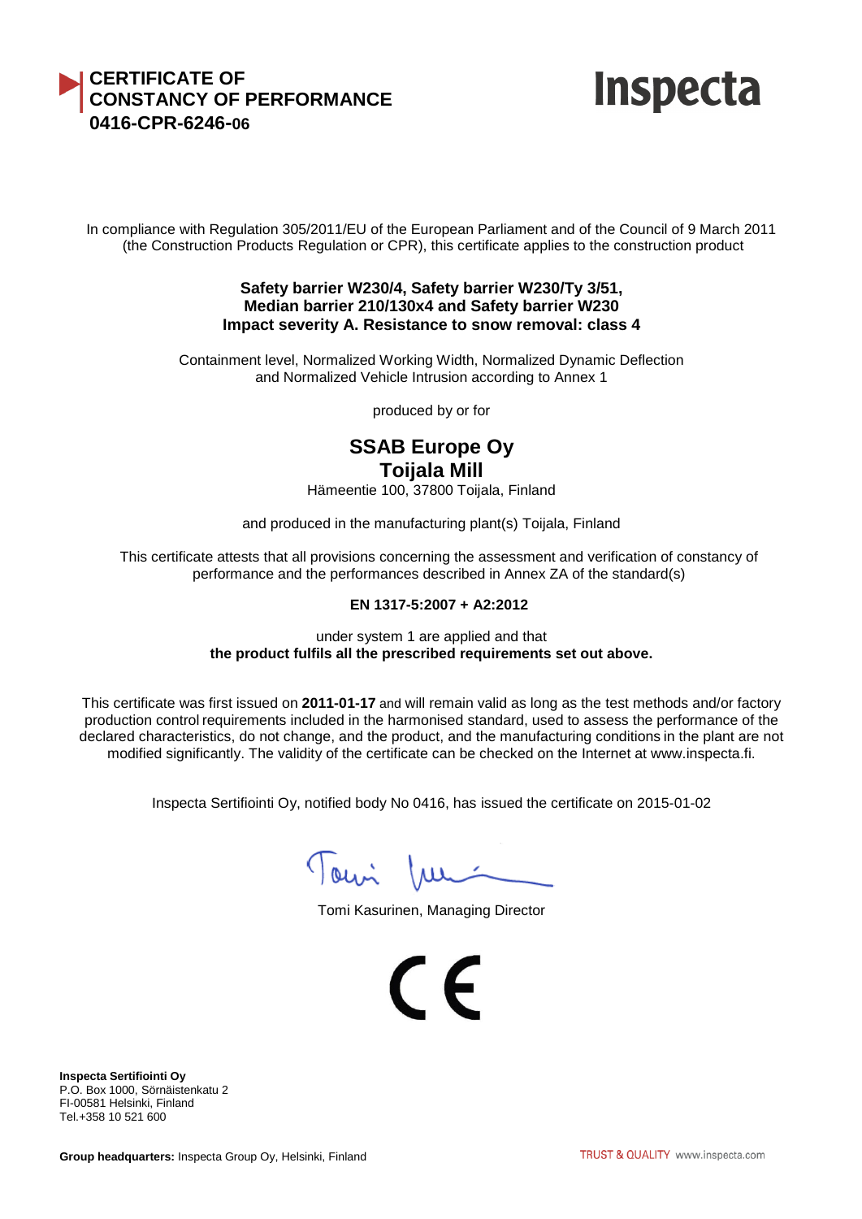# CERTIFICATE OF CONSTANCY OF PERFORMANCE
# 0416-CPR-6246-06

Inspecta

In compliance with Regulation 305/2011/EU of the European Parliament and of the Council of 9 March 2011 (the Construction Products Regulation or CPR), this certificate applies to the construction product

**Safety barrier W230/4, Safety barrier W230/Ty 3/51,**
**Median barrier 210/130x4 and Safety barrier W230**
**Impact severity A. Resistance to snow removal: class 4**

Containment level, Normalized Working Width, Normalized Dynamic Deflection and Normalized Vehicle Intrusion according to Annex 1

produced by or for

## SSAB Europe Oy
## Toijala Mill

Hämeentie 100, 37800 Toijala, Finland

and produced in the manufacturing plant(s) Toijala, Finland

This certificate attests that all provisions concerning the assessment and verification of constancy of performance and the performances described in Annex ZA of the standard(s)

**EN 1317-5:2007 + A2:2012**

under system 1 are applied and that
**the product fulfils all the prescribed requirements set out above.**

This certificate was first issued on **2011-01-17** and will remain valid as long as the test methods and/or factory production control requirements included in the harmonised standard, used to assess the performance of the declared characteristics, do not change, and the product, and the manufacturing conditions in the plant are not modified significantly. The validity of the certificate can be checked on the Internet at www.inspecta.fi.

Inspecta Sertifiointi Oy, notified body No 0416, has issued the certificate on 2015-01-02

Tomi Kasurinen, Managing Director

CE

**Inspecta Sertifiointi Oy**
P.O. Box 1000, Sörnäistenkatu 2
FI-00581 Helsinki, Finland
Tel.+358 10 521 600

**Group headquarters:** Inspecta Group Oy, Helsinki, Finland

TRUST & QUALITY www.inspecta.com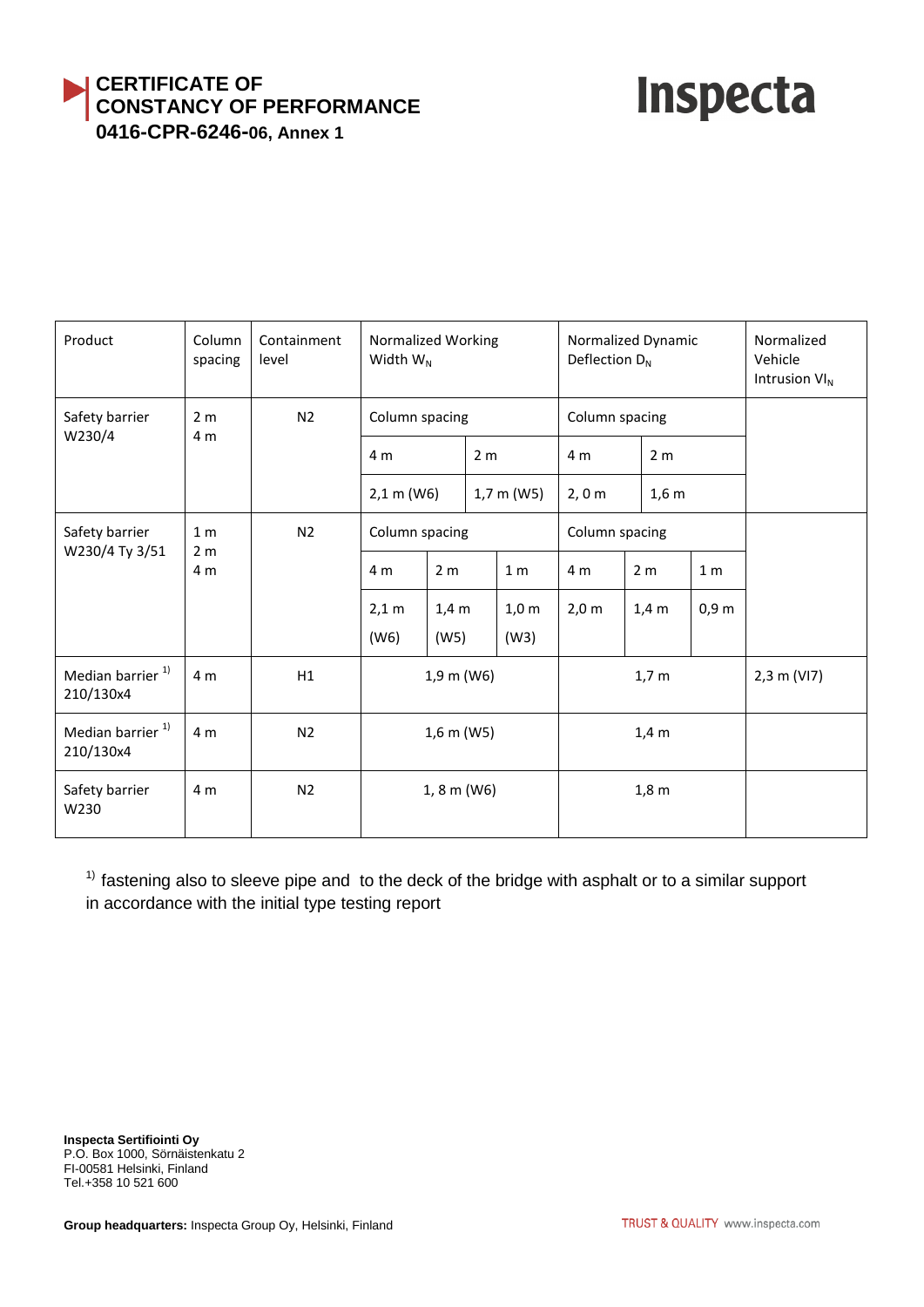# CERTIFICATE OF CONSTANCY OF PERFORMANCE

**0416-CPR-6246-06, Annex 1**

**Inspecta**

| Product | Column spacing | Containment level | Normalized Working Width $W_N$ | | | Normalized Dynamic Deflection $D_N$ | | | Normalized Vehicle Intrusion $VI_N$ |
|---|---|---|---|---|---|---|---|---|---|
| Safety barrier W230/4 | 2 m<br>4 m | N2 | Column spacing | | | Column spacing | | | |
| | | | 4 m | 2 m | | 4 m | 2 m | | |
| | | | 2,1 m (W6) | 1,7 m (W5) | | 2, 0 m | 1,6 m | | |
| Safety barrier W230/4 Ty 3/51 | 1 m<br>2 m<br>4 m | N2 | Column spacing | | | Column spacing | | | |
| | | | 4 m | 2 m | 1 m | 4 m | 2 m | 1 m | |
| | | | 2,1 m (W6) | 1,4 m (W5) | 1,0 m (W3) | 2,0 m | 1,4 m | 0,9 m | |
| Median barrier [1] 210/130x4 | 4 m | H1 | 1,9 m (W6) | | | 1,7 m | | | 2,3 m (VI7) |
| Median barrier [1] 210/130x4 | 4 m | N2 | 1,6 m (W5) | | | 1,4 m | | | |
| Safety barrier W230 | 4 m | N2 | 1, 8 m (W6) | | | 1,8 m | | | |

[1] fastening also to sleeve pipe and to the deck of the bridge with asphalt or to a similar support in accordance with the initial type testing report

**Inspecta Sertifiointi Oy**
P.O. Box 1000, Sörnäistenkatu 2
FI-00581 Helsinki, Finland
Tel.+358 10 521 600

**Group headquarters:** Inspecta Group Oy, Helsinki, Finland

TRUST & QUALITY www.inspecta.com